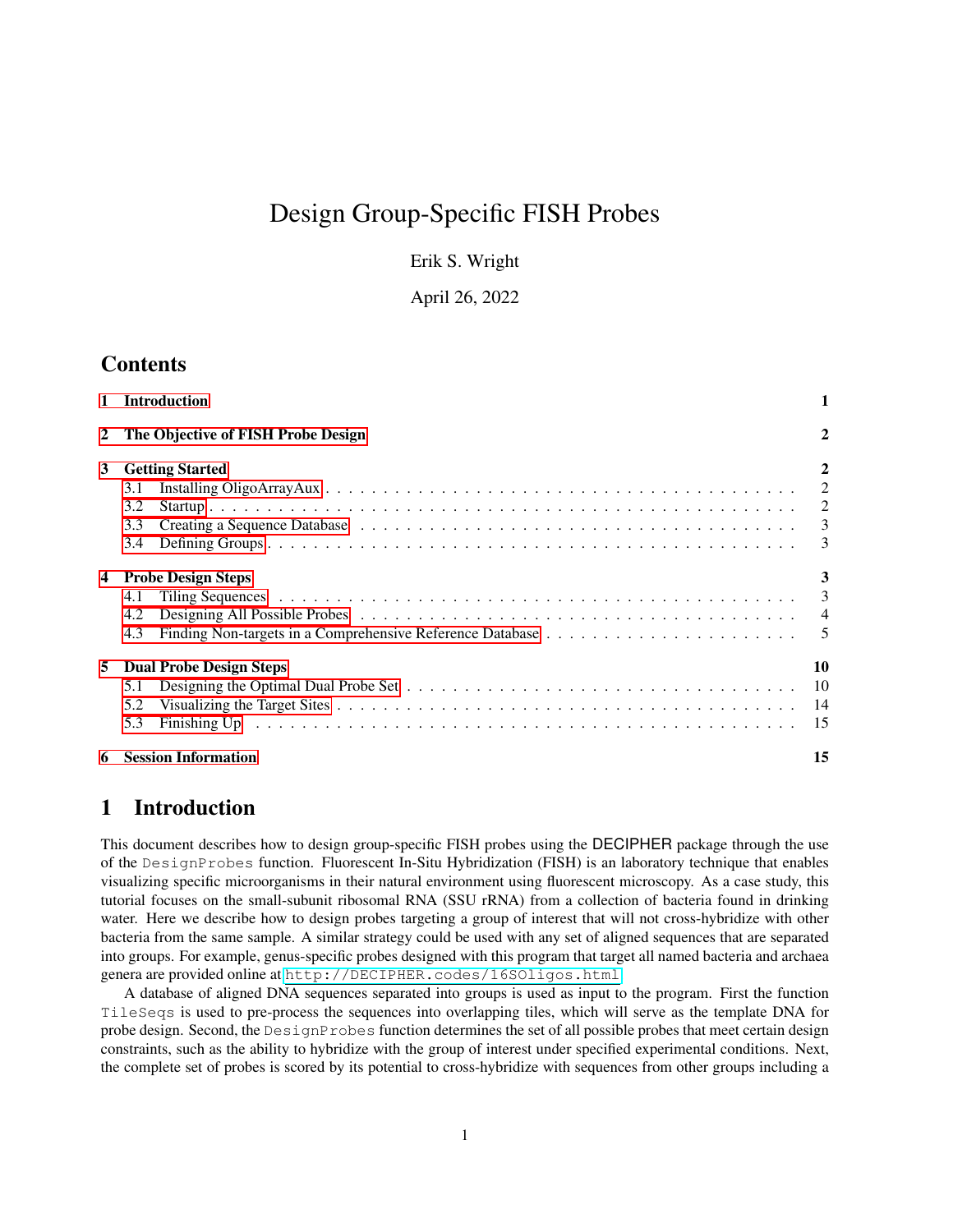# Design Group-Specific FISH Probes

Erik S. Wright

April 26, 2022

## Contents

1 Introduction — 1

2 The Objective of FISH Probe Design — 2

3 Getting Started — 2
- 3.1 Installing OligoArrayAux — 2
- 3.2 Startup — 2
- 3.3 Creating a Sequence Database — 3
- 3.4 Defining Groups — 3

4 Probe Design Steps — 3
- 4.1 Tiling Sequences — 3
- 4.2 Designing All Possible Probes — 4
- 4.3 Finding Non-targets in a Comprehensive Reference Database — 5

5 Dual Probe Design Steps — 10
- 5.1 Designing the Optimal Dual Probe Set — 10
- 5.2 Visualizing the Target Sites — 14
- 5.3 Finishing Up — 15

6 Session Information — 15

## 1 Introduction

This document describes how to design group-specific FISH probes using the DECIPHER package through the use of the `DesignProbes` function. Fluorescent In-Situ Hybridization (FISH) is an laboratory technique that enables visualizing specific microorganisms in their natural environment using fluorescent microscopy. As a case study, this tutorial focuses on the small-subunit ribosomal RNA (SSU rRNA) from a collection of bacteria found in drinking water. Here we describe how to design probes targeting a group of interest that will not cross-hybridize with other bacteria from the same sample. A similar strategy could be used with any set of aligned sequences that are separated into groups. For example, genus-specific probes designed with this program that target all named bacteria and archaea genera are provided online at `http://DECIPHER.codes/16SOligos.html`.

A database of aligned DNA sequences separated into groups is used as input to the program. First the function `TileSeqs` is used to pre-process the sequences into overlapping tiles, which will serve as the template DNA for probe design. Second, the `DesignProbes` function determines the set of all possible probes that meet certain design constraints, such as the ability to hybridize with the group of interest under specified experimental conditions. Next, the complete set of probes is scored by its potential to cross-hybridize with sequences from other groups including a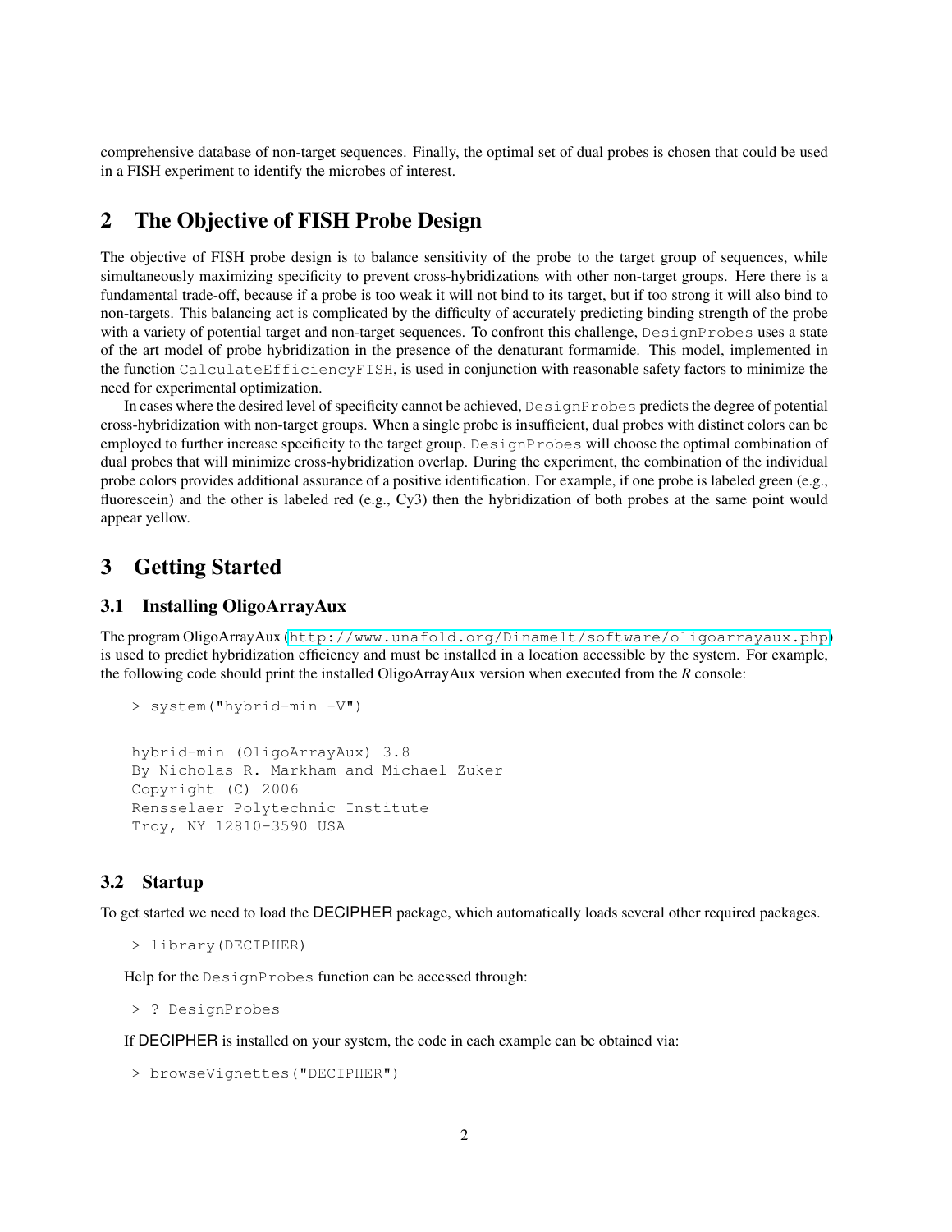comprehensive database of non-target sequences. Finally, the optimal set of dual probes is chosen that could be used in a FISH experiment to identify the microbes of interest.

# 2 The Objective of FISH Probe Design

The objective of FISH probe design is to balance sensitivity of the probe to the target group of sequences, while simultaneously maximizing specificity to prevent cross-hybridizations with other non-target groups. Here there is a fundamental trade-off, because if a probe is too weak it will not bind to its target, but if too strong it will also bind to non-targets. This balancing act is complicated by the difficulty of accurately predicting binding strength of the probe with a variety of potential target and non-target sequences. To confront this challenge, `DesignProbes` uses a state of the art model of probe hybridization in the presence of the denaturant formamide. This model, implemented in the function `CalculateEfficiencyFISH`, is used in conjunction with reasonable safety factors to minimize the need for experimental optimization.

In cases where the desired level of specificity cannot be achieved, `DesignProbes` predicts the degree of potential cross-hybridization with non-target groups. When a single probe is insufficient, dual probes with distinct colors can be employed to further increase specificity to the target group. `DesignProbes` will choose the optimal combination of dual probes that will minimize cross-hybridization overlap. During the experiment, the combination of the individual probe colors provides additional assurance of a positive identification. For example, if one probe is labeled green (e.g., fluorescein) and the other is labeled red (e.g., Cy3) then the hybridization of both probes at the same point would appear yellow.

# 3 Getting Started

## 3.1 Installing OligoArrayAux

The program OligoArrayAux (http://www.unafold.org/Dinamelt/software/oligoarrayaux.php) is used to predict hybridization efficiency and must be installed in a location accessible by the system. For example, the following code should print the installed OligoArrayAux version when executed from the *R* console:

```
> system("hybrid-min -V")

hybrid-min (OligoArrayAux) 3.8
By Nicholas R. Markham and Michael Zuker
Copyright (C) 2006
Rensselaer Polytechnic Institute
Troy, NY 12810-3590 USA
```

## 3.2 Startup

To get started we need to load the DECIPHER package, which automatically loads several other required packages.

```
> library(DECIPHER)
```

Help for the `DesignProbes` function can be accessed through:

```
> ? DesignProbes
```

If DECIPHER is installed on your system, the code in each example can be obtained via:

```
> browseVignettes("DECIPHER")
```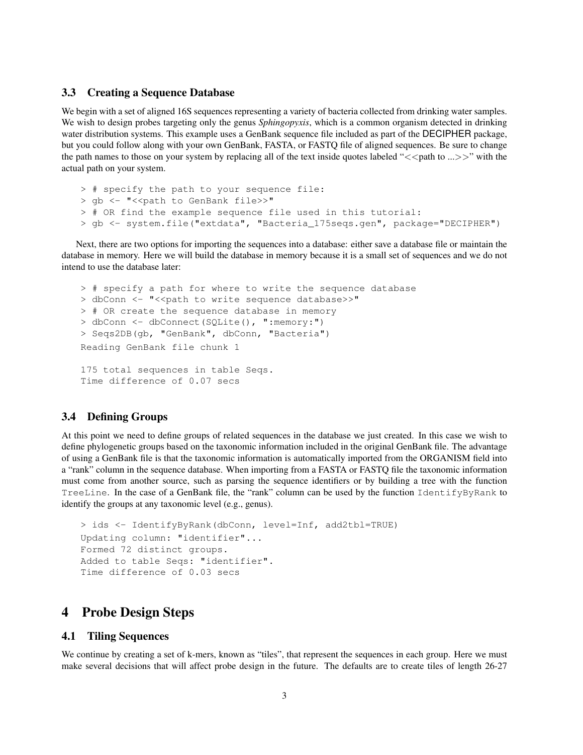### 3.3 Creating a Sequence Database

We begin with a set of aligned 16S sequences representing a variety of bacteria collected from drinking water samples. We wish to design probes targeting only the genus *Sphingopyxis*, which is a common organism detected in drinking water distribution systems. This example uses a GenBank sequence file included as part of the DECIPHER package, but you could follow along with your own GenBank, FASTA, or FASTQ file of aligned sequences. Be sure to change the path names to those on your system by replacing all of the text inside quotes labeled "<<path to ...>>" with the actual path on your system.

```
> # specify the path to your sequence file:
> gb <- "<<path to GenBank file>>"
> # OR find the example sequence file used in this tutorial:
> gb <- system.file("extdata", "Bacteria_175seqs.gen", package="DECIPHER")
```

Next, there are two options for importing the sequences into a database: either save a database file or maintain the database in memory. Here we will build the database in memory because it is a small set of sequences and we do not intend to use the database later:

```
> # specify a path for where to write the sequence database
> dbConn <- "<<path to write sequence database>>"
> # OR create the sequence database in memory
> dbConn <- dbConnect(SQLite(), ":memory:")
> Seqs2DB(gb, "GenBank", dbConn, "Bacteria")
Reading GenBank file chunk 1

175 total sequences in table Seqs.
Time difference of 0.07 secs
```

### 3.4 Defining Groups

At this point we need to define groups of related sequences in the database we just created. In this case we wish to define phylogenetic groups based on the taxonomic information included in the original GenBank file. The advantage of using a GenBank file is that the taxonomic information is automatically imported from the ORGANISM field into a "rank" column in the sequence database. When importing from a FASTA or FASTQ file the taxonomic information must come from another source, such as parsing the sequence identifiers or by building a tree with the function `TreeLine`. In the case of a GenBank file, the "rank" column can be used by the function `IdentifyByRank` to identify the groups at any taxonomic level (e.g., genus).

```
> ids <- IdentifyByRank(dbConn, level=Inf, add2tbl=TRUE)
Updating column: "identifier"...
Formed 72 distinct groups.
Added to table Seqs: "identifier".
Time difference of 0.03 secs
```

## 4 Probe Design Steps

### 4.1 Tiling Sequences

We continue by creating a set of k-mers, known as "tiles", that represent the sequences in each group. Here we must make several decisions that will affect probe design in the future. The defaults are to create tiles of length 26-27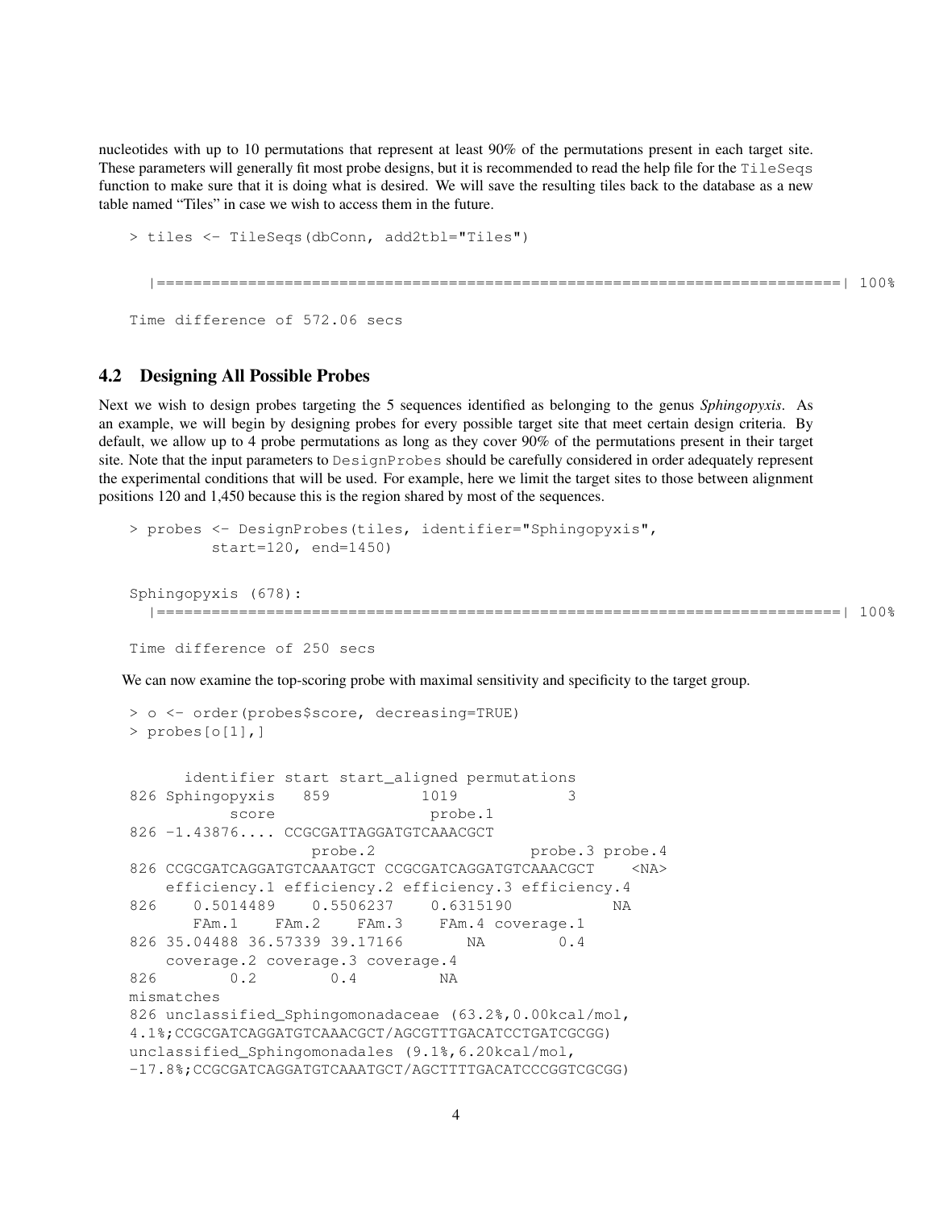nucleotides with up to 10 permutations that represent at least 90% of the permutations present in each target site. These parameters will generally fit most probe designs, but it is recommended to read the help file for the `TileSeqs` function to make sure that it is doing what is desired. We will save the resulting tiles back to the database as a new table named "Tiles" in case we wish to access them in the future.

```
> tiles <- TileSeqs(dbConn, add2tbl="Tiles")

  |=========================================================================| 100%

Time difference of 572.06 secs
```

### 4.2 Designing All Possible Probes

Next we wish to design probes targeting the 5 sequences identified as belonging to the genus *Sphingopyxis*. As an example, we will begin by designing probes for every possible target site that meet certain design criteria. By default, we allow up to 4 probe permutations as long as they cover 90% of the permutations present in their target site. Note that the input parameters to `DesignProbes` should be carefully considered in order adequately represent the experimental conditions that will be used. For example, here we limit the target sites to those between alignment positions 120 and 1,450 because this is the region shared by most of the sequences.

```
> probes <- DesignProbes(tiles, identifier="Sphingopyxis",
         start=120, end=1450)

Sphingopyxis (678):
  |=========================================================================| 100%

Time difference of 250 secs
```

We can now examine the top-scoring probe with maximal sensitivity and specificity to the target group.

```
> o <- order(probes$score, decreasing=TRUE)
> probes[o[1],]

      identifier start start_aligned permutations
826 Sphingopyxis   859          1019            3
          score                  probe.1
826 -1.43876.... CCGCGATTAGGATGTCAAACGCT
                  probe.2                 probe.3 probe.4
826 CCGCGATCAGGATGTCAAATGCT CCGCGATCAGGATGTCAAACGCT    <NA>
    efficiency.1 efficiency.2 efficiency.3 efficiency.4
826    0.5014489    0.5506237    0.6315190           NA
       FAm.1    FAm.2    FAm.3    FAm.4 coverage.1
826 35.04488 36.57339 39.17166       NA        0.4
    coverage.2 coverage.3 coverage.4
826        0.2        0.4         NA
mismatches
826 unclassified_Sphingomonadaceae (63.2%,0.00kcal/mol,
4.1%;CCGCGATCAGGATGTCAAACGCT/AGCGTTTGACATCCTGATCGCGG)
unclassified_Sphingomonadales (9.1%,6.20kcal/mol,
-17.8%;CCGCGATCAGGATGTCAAATGCT/AGCTTTTGACATCCCGGTCGCGG)
```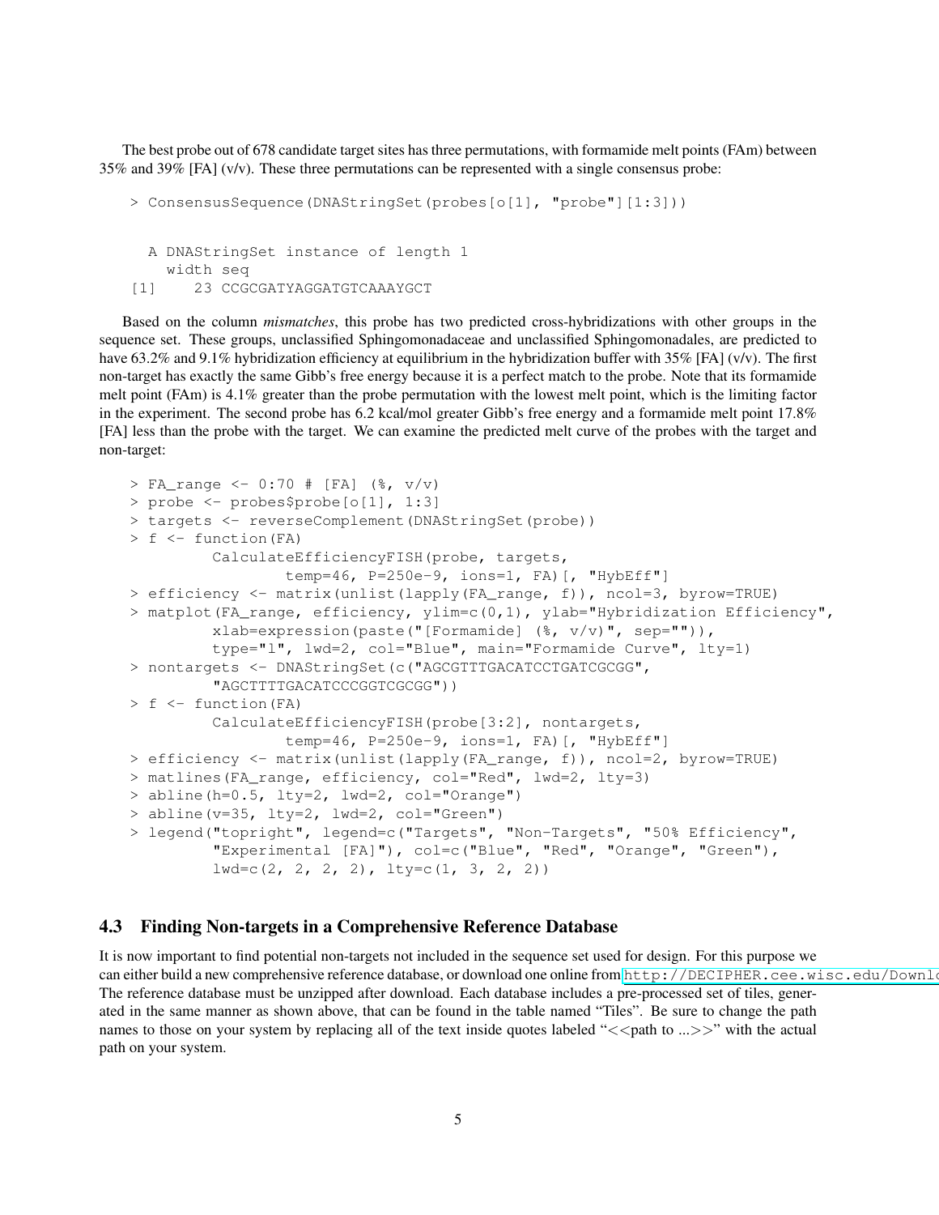The best probe out of 678 candidate target sites has three permutations, with formamide melt points (FAm) between 35% and 39% [FA] (v/v). These three permutations can be represented with a single consensus probe:

```
> ConsensusSequence(DNAStringSet(probes[o[1], "probe"][1:3]))

  A DNAStringSet instance of length 1
    width seq
[1]    23 CCGCGATYAGGATGTCAAAYGCT
```

Based on the column *mismatches*, this probe has two predicted cross-hybridizations with other groups in the sequence set. These groups, unclassified Sphingomonadaceae and unclassified Sphingomonadales, are predicted to have 63.2% and 9.1% hybridization efficiency at equilibrium in the hybridization buffer with 35% [FA] (v/v). The first non-target has exactly the same Gibb's free energy because it is a perfect match to the probe. Note that its formamide melt point (FAm) is 4.1% greater than the probe permutation with the lowest melt point, which is the limiting factor in the experiment. The second probe has 6.2 kcal/mol greater Gibb's free energy and a formamide melt point 17.8% [FA] less than the probe with the target. We can examine the predicted melt curve of the probes with the target and non-target:

```
> FA_range <- 0:70 # [FA] (%, v/v)
> probe <- probes$probe[o[1], 1:3]
> targets <- reverseComplement(DNAStringSet(probe))
> f <- function(FA)
        CalculateEfficiencyFISH(probe, targets,
                temp=46, P=250e-9, ions=1, FA)[, "HybEff"]
> efficiency <- matrix(unlist(lapply(FA_range, f)), ncol=3, byrow=TRUE)
> matplot(FA_range, efficiency, ylim=c(0,1), ylab="Hybridization Efficiency",
        xlab=expression(paste("[Formamide] (%, v/v)", sep="")),
        type="l", lwd=2, col="Blue", main="Formamide Curve", lty=1)
> nontargets <- DNAStringSet(c("AGCGTTTGACATCCTGATCGCGG",
        "AGCTTTTGACATCCCGGTCGCGG"))
> f <- function(FA)
        CalculateEfficiencyFISH(probe[3:2], nontargets,
                temp=46, P=250e-9, ions=1, FA)[, "HybEff"]
> efficiency <- matrix(unlist(lapply(FA_range, f)), ncol=2, byrow=TRUE)
> matlines(FA_range, efficiency, col="Red", lwd=2, lty=3)
> abline(h=0.5, lty=2, lwd=2, col="Orange")
> abline(v=35, lty=2, lwd=2, col="Green")
> legend("topright", legend=c("Targets", "Non-Targets", "50% Efficiency",
        "Experimental [FA]"), col=c("Blue", "Red", "Orange", "Green"),
        lwd=c(2, 2, 2, 2), lty=c(1, 3, 2, 2))
```

### 4.3 Finding Non-targets in a Comprehensive Reference Database

It is now important to find potential non-targets not included in the sequence set used for design. For this purpose we can either build a new comprehensive reference database, or download one online from http://DECIPHER.cee.wisc.edu/Downlo The reference database must be unzipped after download. Each database includes a pre-processed set of tiles, generated in the same manner as shown above, that can be found in the table named "Tiles". Be sure to change the path names to those on your system by replacing all of the text inside quotes labeled "<<path to ...>>" with the actual path on your system.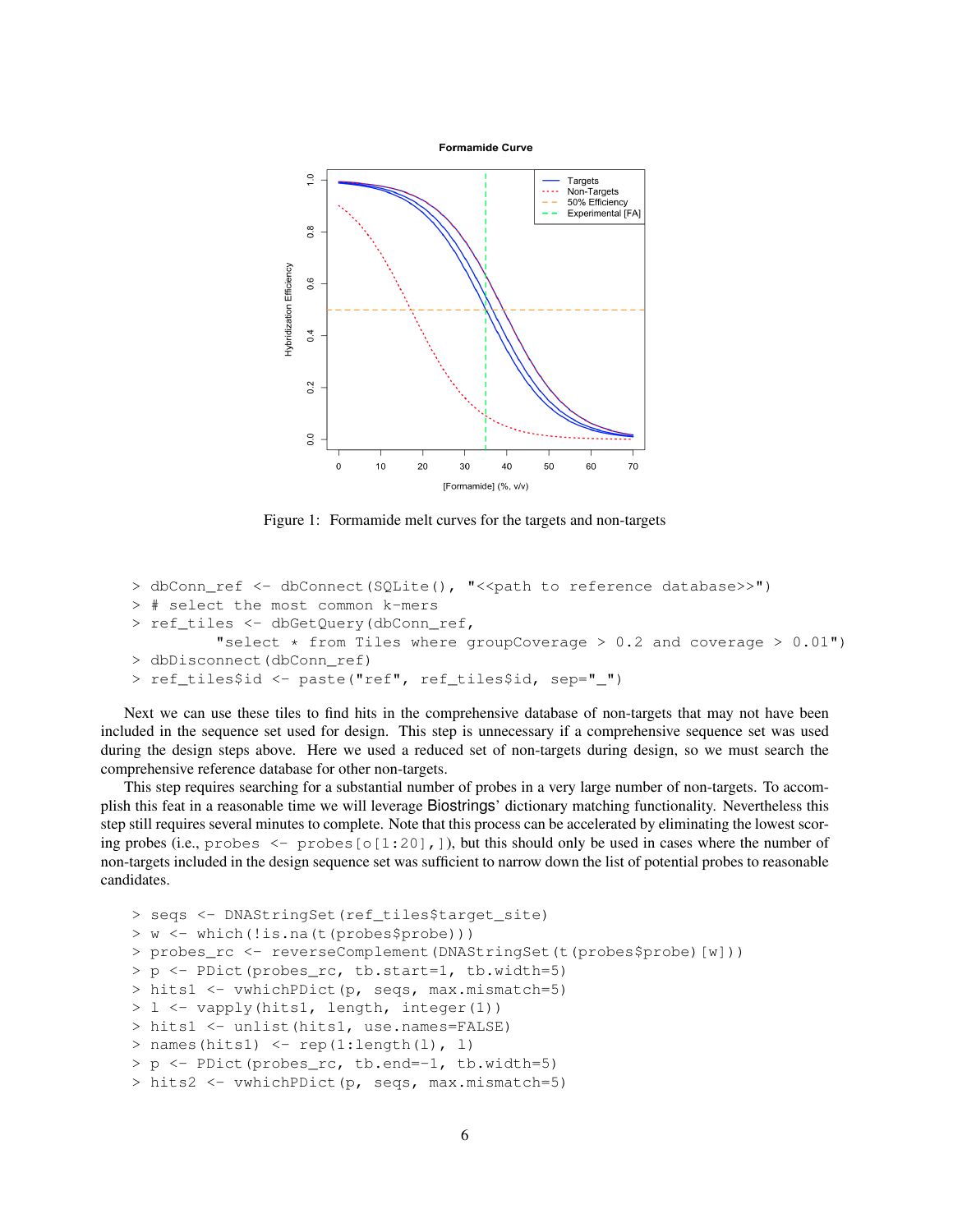Formamide Curve

1.0
0.8
0.6
0.4
0.2
0.0

Hybridization Efficiency

0 10 20 30 40 50 60 70

[Formamide] (%, v/v)

Targets
Non-Targets
50% Efficiency
Experimental [FA]

Figure 1: Formamide melt curves for the targets and non-targets

```
> dbConn_ref <- dbConnect(SQLite(), "<<path to reference database>>")
> # select the most common k-mers
> ref_tiles <- dbGetQuery(dbConn_ref,
         "select * from Tiles where groupCoverage > 0.2 and coverage > 0.01")
> dbDisconnect(dbConn_ref)
> ref_tiles$id <- paste("ref", ref_tiles$id, sep="_")
```

Next we can use these tiles to find hits in the comprehensive database of non-targets that may not have been included in the sequence set used for design. This step is unnecessary if a comprehensive sequence set was used during the design steps above. Here we used a reduced set of non-targets during design, so we must search the comprehensive reference database for other non-targets.

This step requires searching for a substantial number of probes in a very large number of non-targets. To accomplish this feat in a reasonable time we will leverage Biostrings' dictionary matching functionality. Nevertheless this step still requires several minutes to complete. Note that this process can be accelerated by eliminating the lowest scoring probes (i.e., `probes <- probes[o[1:20],]`), but this should only be used in cases where the number of non-targets included in the design sequence set was sufficient to narrow down the list of potential probes to reasonable candidates.

```
> seqs <- DNAStringSet(ref_tiles$target_site)
> w <- which(!is.na(t(probes$probe)))
> probes_rc <- reverseComplement(DNAStringSet(t(probes$probe)[w]))
> p <- PDict(probes_rc, tb.start=1, tb.width=5)
> hits1 <- vwhichPDict(p, seqs, max.mismatch=5)
> l <- vapply(hits1, length, integer(1))
> hits1 <- unlist(hits1, use.names=FALSE)
> names(hits1) <- rep(1:length(l), l)
> p <- PDict(probes_rc, tb.end=-1, tb.width=5)
> hits2 <- vwhichPDict(p, seqs, max.mismatch=5)
```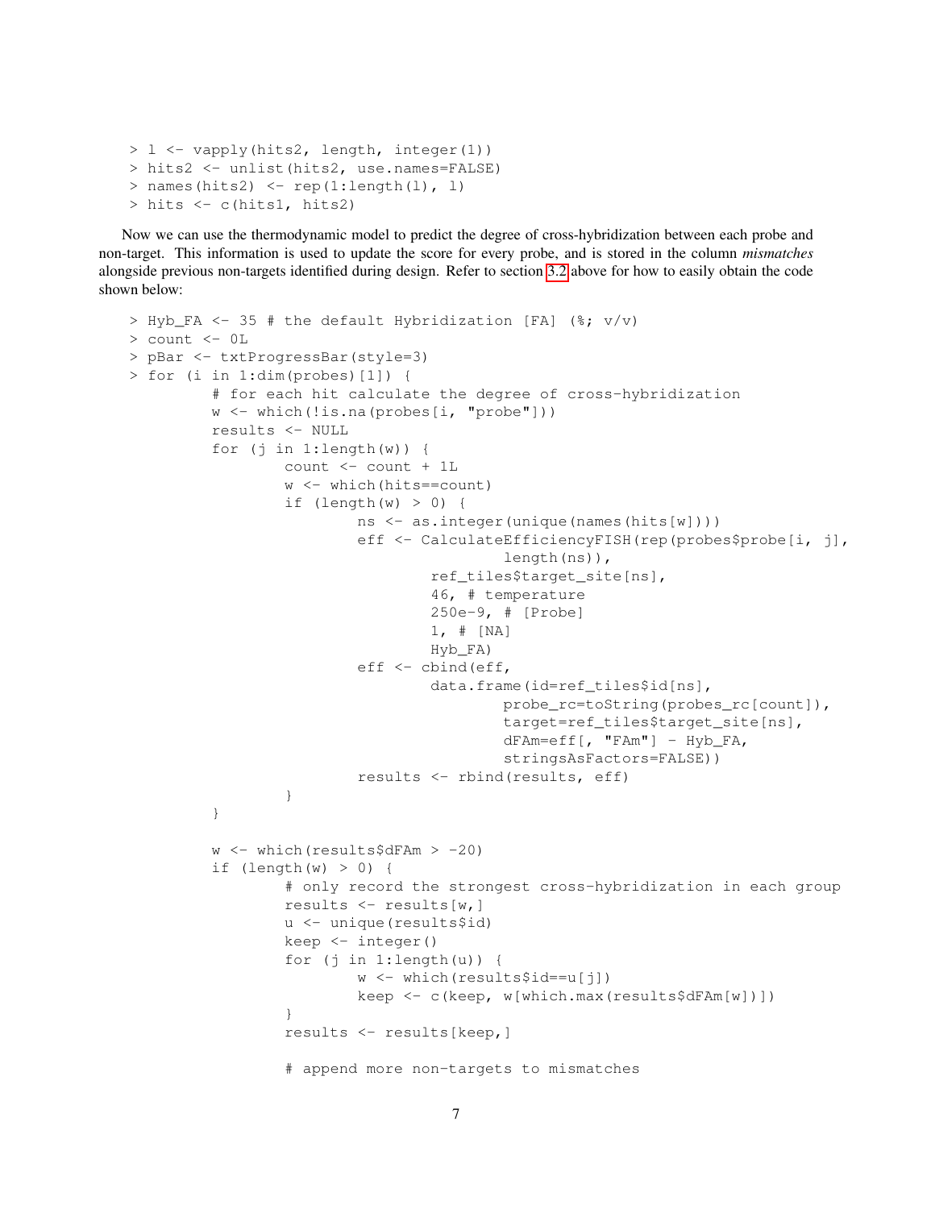```
> l <- vapply(hits2, length, integer(1))
> hits2 <- unlist(hits2, use.names=FALSE)
> names(hits2) <- rep(1:length(l), l)
> hits <- c(hits1, hits2)
```

Now we can use the thermodynamic model to predict the degree of cross-hybridization between each probe and non-target. This information is used to update the score for every probe, and is stored in the column *mismatches* alongside previous non-targets identified during design. Refer to section 3.2 above for how to easily obtain the code shown below:

```
> Hyb_FA <- 35 # the default Hybridization [FA] (%; v/v)
> count <- 0L
> pBar <- txtProgressBar(style=3)
> for (i in 1:dim(probes)[1]) {
        # for each hit calculate the degree of cross-hybridization
        w <- which(!is.na(probes[i, "probe"]))
        results <- NULL
        for (j in 1:length(w)) {
                count <- count + 1L
                w <- which(hits==count)
                if (length(w) > 0) {
                        ns <- as.integer(unique(names(hits[w])))
                        eff <- CalculateEfficiencyFISH(rep(probes$probe[i, j],
                                        length(ns)),
                                ref_tiles$target_site[ns],
                                46, # temperature
                                250e-9, # [Probe]
                                1, # [NA]
                                Hyb_FA)
                        eff <- cbind(eff,
                                data.frame(id=ref_tiles$id[ns],
                                        probe_rc=toString(probes_rc[count]),
                                        target=ref_tiles$target_site[ns],
                                        dFAm=eff[, "FAm"] - Hyb_FA,
                                        stringsAsFactors=FALSE))
                        results <- rbind(results, eff)
                }
        }

        w <- which(results$dFAm > -20)
        if (length(w) > 0) {
                # only record the strongest cross-hybridization in each group
                results <- results[w,]
                u <- unique(results$id)
                keep <- integer()
                for (j in 1:length(u)) {
                        w <- which(results$id==u[j])
                        keep <- c(keep, w[which.max(results$dFAm[w])])
                }
                results <- results[keep,]

                # append more non-targets to mismatches
```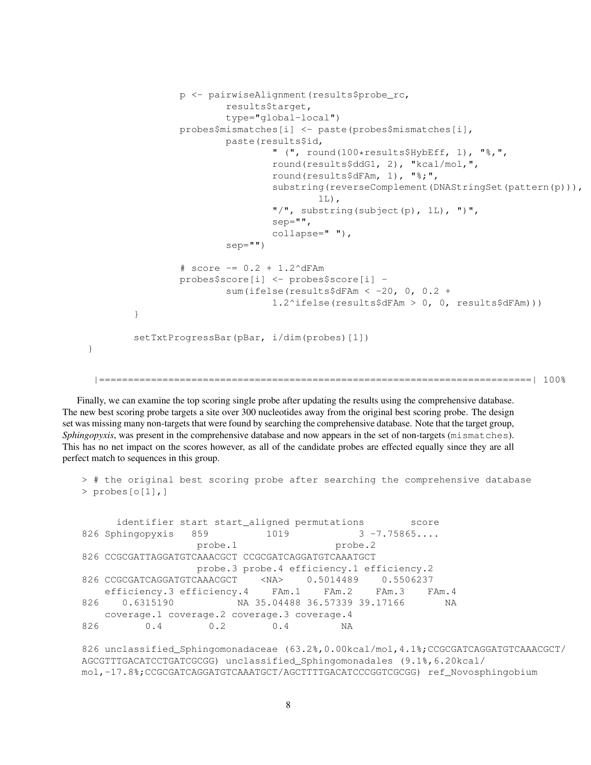```
        p <- pairwiseAlignment(results$probe_rc,
                results$target,
                type="global-local")
        probes$mismatches[i] <- paste(probes$mismatches[i],
                paste(results$id,
                        " (", round(100*results$HybEff, 1), "%,",
                        round(results$ddG1, 2), "kcal/mol,",
                        round(results$dFAm, 1), "%;",
                        substring(reverseComplement(DNAStringSet(pattern(p))),
                                1L),
                        "/", substring(subject(p), 1L), ")",
                        sep="",
                        collapse=" "),
                sep="")

        # score -= 0.2 + 1.2^dFAm
        probes$score[i] <- probes$score[i] -
                sum(ifelse(results$dFAm < -20, 0, 0.2 +
                        1.2^ifelse(results$dFAm > 0, 0, results$dFAm)))
    }

    setTxtProgressBar(pBar, i/dim(probes)[1])
}
```

```
 |==========================================================================| 100%
```

Finally, we can examine the top scoring single probe after updating the results using the comprehensive database. The new best scoring probe targets a site over 300 nucleotides away from the original best scoring probe. The design set was missing many non-targets that were found by searching the comprehensive database. Note that the target group, *Sphingopyxis*, was present in the comprehensive database and now appears in the set of non-targets (`mismatches`). This has no net impact on the scores however, as all of the candidate probes are effected equally since they are all perfect match to sequences in this group.

```
> # the original best scoring probe after searching the comprehensive database
> probes[o[1],]

     identifier start start_aligned permutations        score
826 Sphingopyxis   859          1019            3 -7.75865....
                    probe.1                 probe.2
826 CCGCGATTAGGATGTCAAACGCT CCGCGATCAGGATGTCAAATGCT
                    probe.3 probe.4 efficiency.1 efficiency.2
826 CCGCGATCAGGATGTCAAACGCT    <NA>    0.5014489    0.5506237
    efficiency.3 efficiency.4    FAm.1    FAm.2    FAm.3    FAm.4
826    0.6315190           NA 35.04488 36.57339 39.17166       NA
    coverage.1 coverage.2 coverage.3 coverage.4
826        0.4        0.2        0.4         NA

826 unclassified_Sphingomonadaceae (63.2%,0.00kcal/mol,4.1%;CCGCGATCAGGATGTCAAACGCT/
AGCGTTTGACATCCTGATCGCGG) unclassified_Sphingomonadales (9.1%,6.20kcal/
mol,-17.8%;CCGCGATCAGGATGTCAAATGCT/AGCTTTTGACATCCCGGTCGCGG) ref_Novosphingobium
```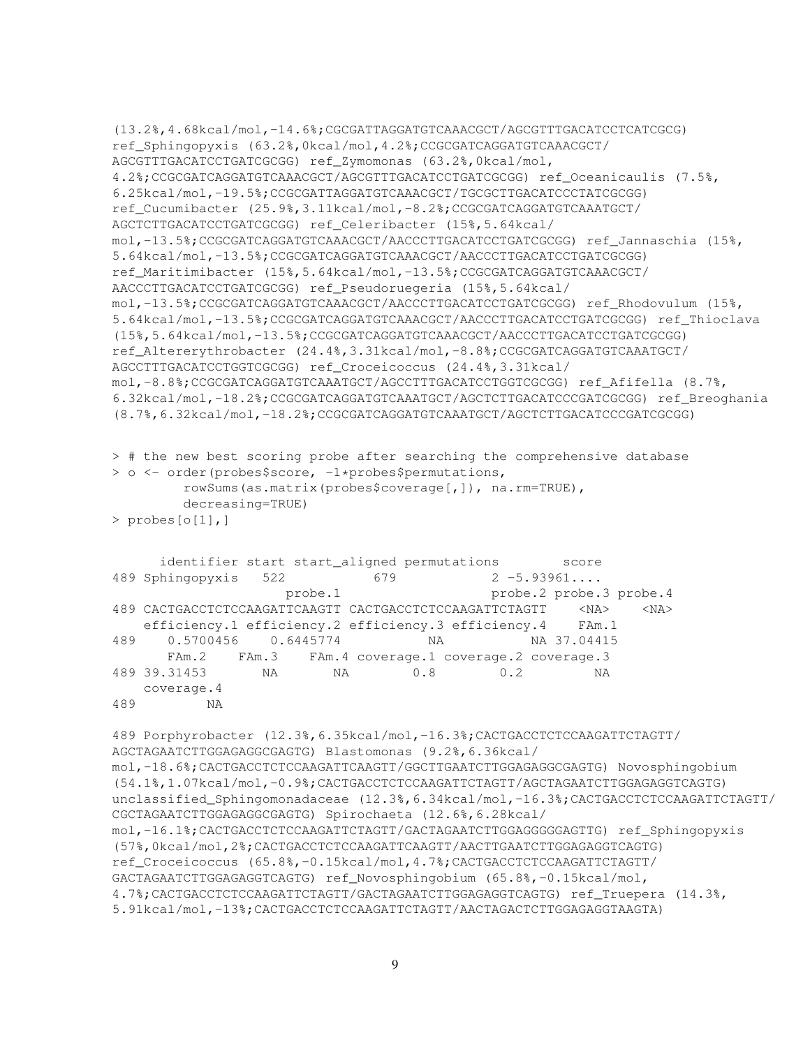```
(13.2%,4.68kcal/mol,-14.6%;CGCGATTAGGATGTCAAACGCT/AGCGTTTGACATCCTCATCGCG)
ref_Sphingopyxis (63.2%,0kcal/mol,4.2%;CCGCGATCAGGATGTCAAACGCT/
AGCGTTTGACATCCTGATCGCGG) ref_Zymomonas (63.2%,0kcal/mol,
4.2%;CCGCGATCAGGATGTCAAACGCT/AGCGTTTGACATCCTGATCGCGG) ref_Oceanicaulis (7.5%,
6.25kcal/mol,-19.5%;CCGCGATTAGGATGTCAAACGCT/TGCGCTTGACATCCCTATCGCGG)
ref_Cucumibacter (25.9%,3.11kcal/mol,-8.2%;CCGCGATCAGGATGTCAAATGCT/
AGCTCTTGACATCCTGATCGCGG) ref_Celeribacter (15%,5.64kcal/
mol,-13.5%;CCGCGATCAGGATGTCAAACGCT/AACCCTTGACATCCTGATCGCGG) ref_Jannaschia (15%,
5.64kcal/mol,-13.5%;CCGCGATCAGGATGTCAAACGCT/AACCCTTGACATCCTGATCGCGG)
ref_Maritimibacter (15%,5.64kcal/mol,-13.5%;CCGCGATCAGGATGTCAAACGCT/
AACCCTTGACATCCTGATCGCGG) ref_Pseudoruegeria (15%,5.64kcal/
mol,-13.5%;CCGCGATCAGGATGTCAAACGCT/AACCCTTGACATCCTGATCGCGG) ref_Rhodovulum (15%,
5.64kcal/mol,-13.5%;CCGCGATCAGGATGTCAAACGCT/AACCCTTGACATCCTGATCGCGG) ref_Thioclava
(15%,5.64kcal/mol,-13.5%;CCGCGATCAGGATGTCAAACGCT/AACCCTTGACATCCTGATCGCGG)
ref_Altererythrobacter (24.4%,3.31kcal/mol,-8.8%;CCGCGATCAGGATGTCAAATGCT/
AGCCTTTGACATCCTGGTCGCGG) ref_Croceicoccus (24.4%,3.31kcal/
mol,-8.8%;CCGCGATCAGGATGTCAAATGCT/AGCCTTTGACATCCTGGTCGCGG) ref_Afifella (8.7%,
6.32kcal/mol,-18.2%;CCGCGATCAGGATGTCAAATGCT/AGCTCTTGACATCCCGATCGCGG) ref_Breoghania
(8.7%,6.32kcal/mol,-18.2%;CCGCGATCAGGATGTCAAATGCT/AGCTCTTGACATCCCGATCGCGG)
```

```
> # the new best scoring probe after searching the comprehensive database
> o <- order(probes$score, -1*probes$permutations,
         rowSums(as.matrix(probes$coverage[,]), na.rm=TRUE),
         decreasing=TRUE)
> probes[o[1],]
```

```
     identifier start start_aligned permutations        score
489 Sphingopyxis   522           679            2 -5.93961....
                         probe.1                   probe.2 probe.3 probe.4
489 CACTGACCTCTCCAAGATTCAAGTT CACTGACCTCTCCAAGATTCTAGTT    <NA>    <NA>
    efficiency.1 efficiency.2 efficiency.3 efficiency.4    FAm.1
489    0.5700456    0.6445774           NA           NA 37.04415
       FAm.2    FAm.3    FAm.4 coverage.1 coverage.2 coverage.3
489 39.31453       NA       NA        0.8        0.2         NA
    coverage.4
489         NA

489 Porphyrobacter (12.3%,6.35kcal/mol,-16.3%;CACTGACCTCTCCAAGATTCTAGTT/
AGCTAGAATCTTGGAGAGGCGAGTG) Blastomonas (9.2%,6.36kcal/
mol,-18.6%;CACTGACCTCTCCAAGATTCAAGTT/GGCTTGAATCTTGGAGAGGCGAGTG) Novosphingobium
(54.1%,1.07kcal/mol,-0.9%;CACTGACCTCTCCAAGATTCTAGTT/AGCTAGAATCTTGGAGAGGTCAGTG)
unclassified_Sphingomonadaceae (12.3%,6.34kcal/mol,-16.3%;CACTGACCTCTCCAAGATTCTAGTT/
CGCTAGAATCTTGGAGAGGCGAGTG) Spirochaeta (12.6%,6.28kcal/
mol,-16.1%;CACTGACCTCTCCAAGATTCTAGTT/GACTAGAATCTTGGAGGGGGAGTTG) ref_Sphingopyxis
(57%,0kcal/mol,2%;CACTGACCTCTCCAAGATTCAAGTT/AACTTGAATCTTGGAGAGGTCAGTG)
ref_Croceicoccus (65.8%,-0.15kcal/mol,4.7%;CACTGACCTCTCCAAGATTCTAGTT/
GACTAGAATCTTGGAGAGGTCAGTG) ref_Novosphingobium (65.8%,-0.15kcal/mol,
4.7%;CACTGACCTCTCCAAGATTCTAGTT/GACTAGAATCTTGGAGAGGTCAGTG) ref_Truepera (14.3%,
5.91kcal/mol,-13%;CACTGACCTCTCCAAGATTCTAGTT/AACTAGACTCTTGGAGAGGTAAGTA)
```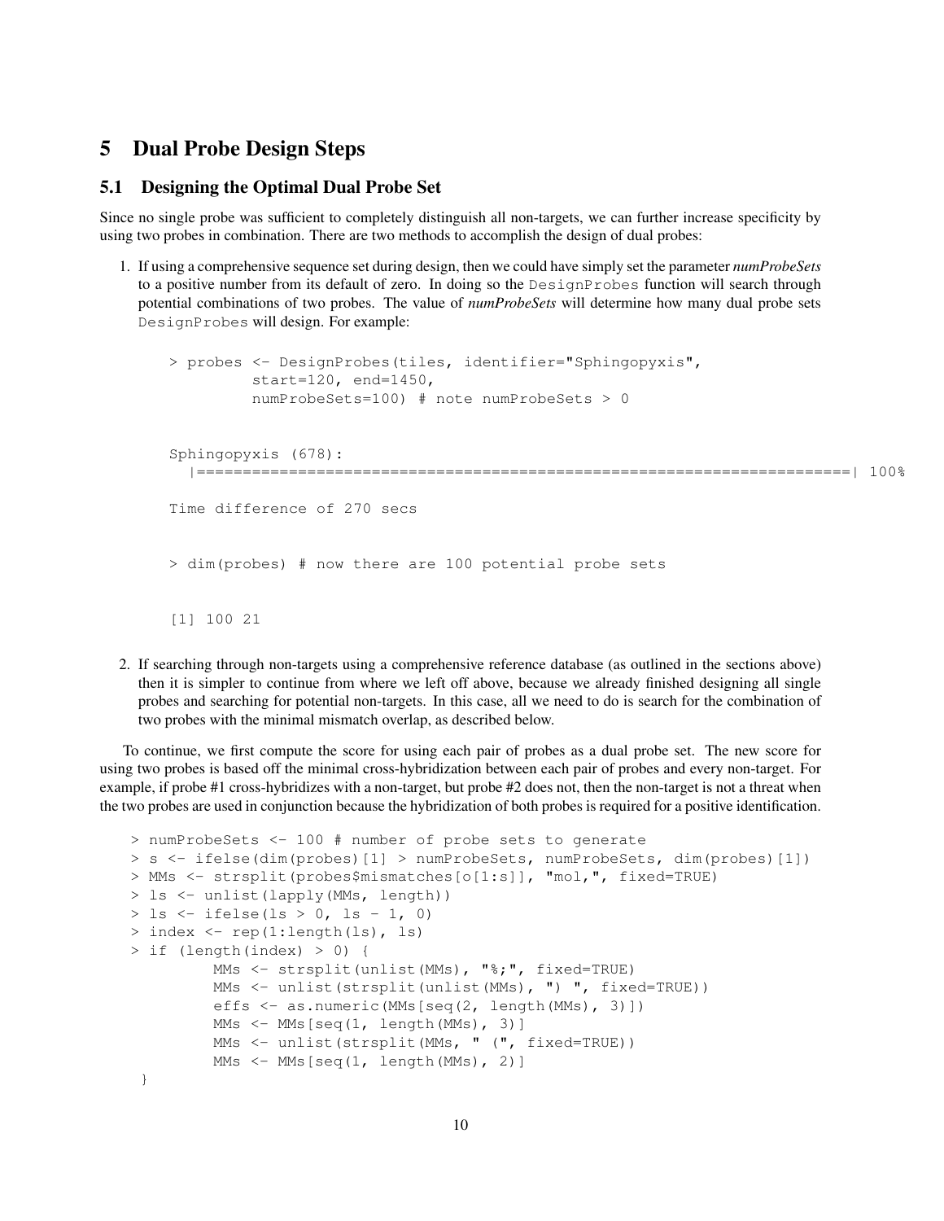## 5 Dual Probe Design Steps

### 5.1 Designing the Optimal Dual Probe Set

Since no single probe was sufficient to completely distinguish all non-targets, we can further increase specificity by using two probes in combination. There are two methods to accomplish the design of dual probes:

1. If using a comprehensive sequence set during design, then we could have simply set the parameter ***numProbeSets*** to a positive number from its default of zero. In doing so the `DesignProbes` function will search through potential combinations of two probes. The value of ***numProbeSets*** will determine how many dual probe sets `DesignProbes` will design. For example:

```
> probes <- DesignProbes(tiles, identifier="Sphingopyxis",
        start=120, end=1450,
        numProbeSets=100) # note numProbeSets > 0


Sphingopyxis (678):
  |======================================================================| 100%

Time difference of 270 secs


> dim(probes) # now there are 100 potential probe sets


[1] 100 21
```

2. If searching through non-targets using a comprehensive reference database (as outlined in the sections above) then it is simpler to continue from where we left off above, because we already finished designing all single probes and searching for potential non-targets. In this case, all we need to do is search for the combination of two probes with the minimal mismatch overlap, as described below.

To continue, we first compute the score for using each pair of probes as a dual probe set. The new score for using two probes is based off the minimal cross-hybridization between each pair of probes and every non-target. For example, if probe #1 cross-hybridizes with a non-target, but probe #2 does not, then the non-target is not a threat when the two probes are used in conjunction because the hybridization of both probes is required for a positive identification.

```
> numProbeSets <- 100 # number of probe sets to generate
> s <- ifelse(dim(probes)[1] > numProbeSets, numProbeSets, dim(probes)[1])
> MMs <- strsplit(probes$mismatches[o[1:s]], "mol,", fixed=TRUE)
> ls <- unlist(lapply(MMs, length))
> ls <- ifelse(ls > 0, ls - 1, 0)
> index <- rep(1:length(ls), ls)
> if (length(index) > 0) {
        MMs <- strsplit(unlist(MMs), "%;", fixed=TRUE)
        MMs <- unlist(strsplit(unlist(MMs), ") ", fixed=TRUE))
        effs <- as.numeric(MMs[seq(2, length(MMs), 3)])
        MMs <- MMs[seq(1, length(MMs), 3)]
        MMs <- unlist(strsplit(MMs, " (", fixed=TRUE))
        MMs <- MMs[seq(1, length(MMs), 2)]
 }
```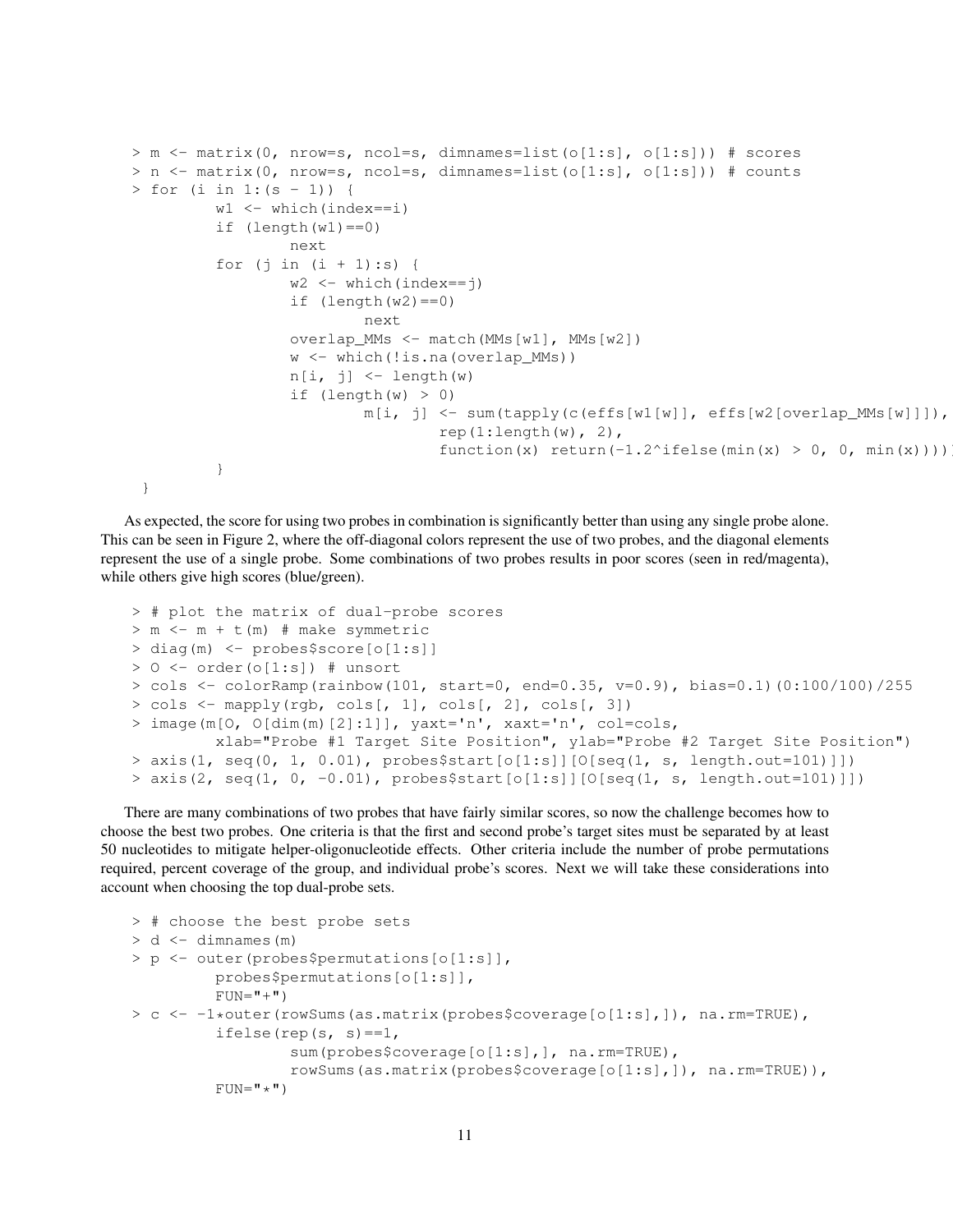```
> m <- matrix(0, nrow=s, ncol=s, dimnames=list(o[1:s], o[1:s])) # scores
> n <- matrix(0, nrow=s, ncol=s, dimnames=list(o[1:s], o[1:s])) # counts
> for (i in 1:(s - 1)) {
         w1 <- which(index==i)
         if (length(w1)==0)
                 next
         for (j in (i + 1):s) {
                 w2 <- which(index==j)
                 if (length(w2)==0)
                         next
                 overlap_MMs <- match(MMs[w1], MMs[w2])
                 w <- which(!is.na(overlap_MMs))
                 n[i, j] <- length(w)
                 if (length(w) > 0)
                         m[i, j] <- sum(tapply(c(effs[w1[w]], effs[w2[overlap_MMs[w]]]),
                                 rep(1:length(w), 2),
                                 function(x) return(-1.2^ifelse(min(x) > 0, 0, min(x)))))
         }
 }
```

As expected, the score for using two probes in combination is significantly better than using any single probe alone. This can be seen in Figure 2, where the off-diagonal colors represent the use of two probes, and the diagonal elements represent the use of a single probe. Some combinations of two probes results in poor scores (seen in red/magenta), while others give high scores (blue/green).

```
> # plot the matrix of dual-probe scores
> m <- m + t(m) # make symmetric
> diag(m) <- probes$score[o[1:s]]
> O <- order(o[1:s]) # unsort
> cols <- colorRamp(rainbow(101, start=0, end=0.35, v=0.9), bias=0.1)(0:100/100)/255
> cols <- mapply(rgb, cols[, 1], cols[, 2], cols[, 3])
> image(m[O, O[dim(m)[2]:1]], yaxt='n', xaxt='n', col=cols,
         xlab="Probe #1 Target Site Position", ylab="Probe #2 Target Site Position")
> axis(1, seq(0, 1, 0.01), probes$start[o[1:s]][O[seq(1, s, length.out=101)]])
> axis(2, seq(1, 0, -0.01), probes$start[o[1:s]][O[seq(1, s, length.out=101)]])
```

There are many combinations of two probes that have fairly similar scores, so now the challenge becomes how to choose the best two probes. One criteria is that the first and second probe's target sites must be separated by at least 50 nucleotides to mitigate helper-oligonucleotide effects. Other criteria include the number of probe permutations required, percent coverage of the group, and individual probe's scores. Next we will take these considerations into account when choosing the top dual-probe sets.

```
> # choose the best probe sets
> d <- dimnames(m)
> p <- outer(probes$permutations[o[1:s]],
         probes$permutations[o[1:s]],
         FUN="+")
> c <- -1*outer(rowSums(as.matrix(probes$coverage[o[1:s],]), na.rm=TRUE),
         ifelse(rep(s, s)==1,
                 sum(probes$coverage[o[1:s],], na.rm=TRUE),
                 rowSums(as.matrix(probes$coverage[o[1:s],]), na.rm=TRUE)),
         FUN="*")
```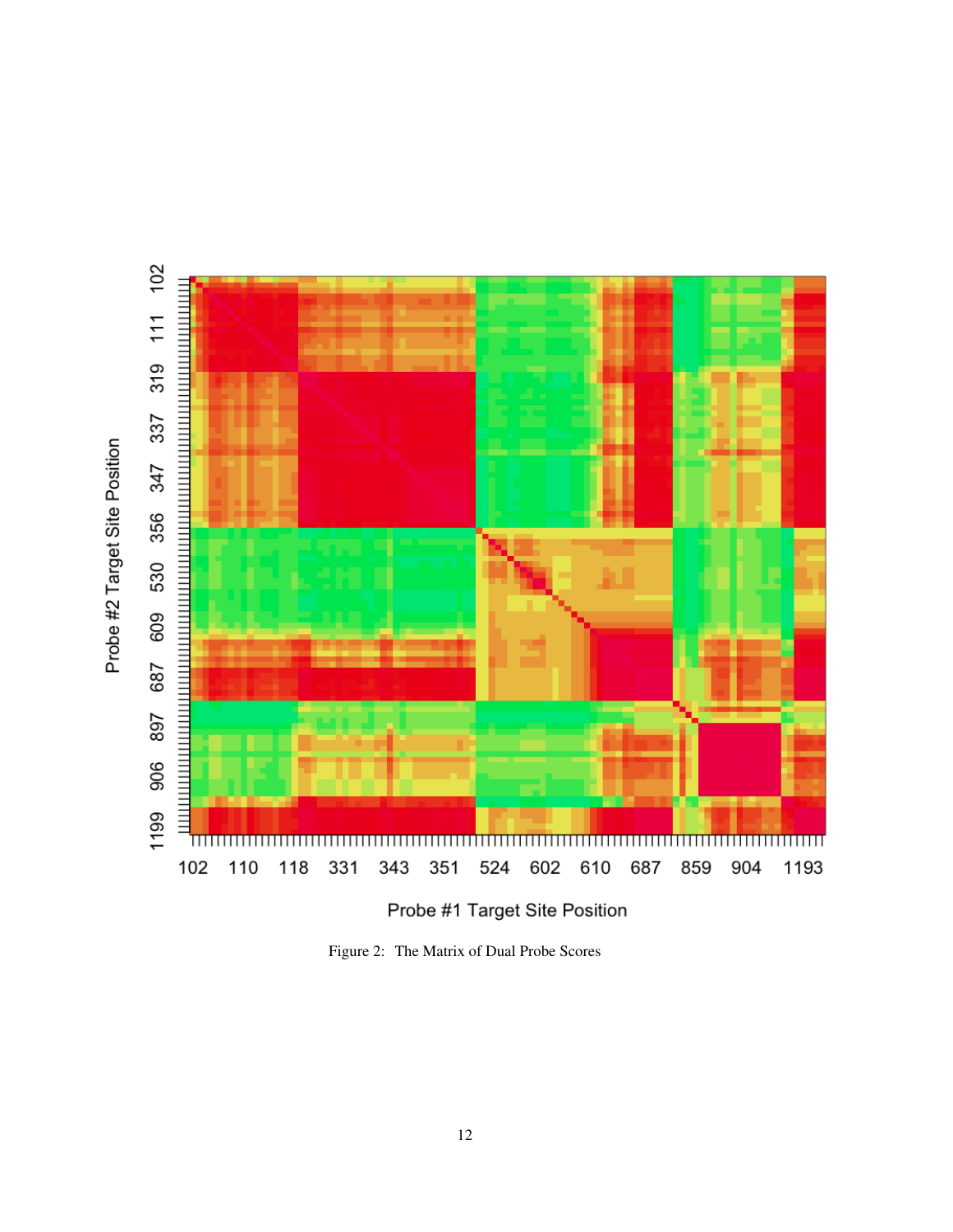Probe #2 Target Site Position

102
111
319
337
347
356
530
609
687
897
906
1199

102 110 118 331 343 351 524 602 610 687 859 904 1193

Probe #1 Target Site Position

Figure 2: The Matrix of Dual Probe Scores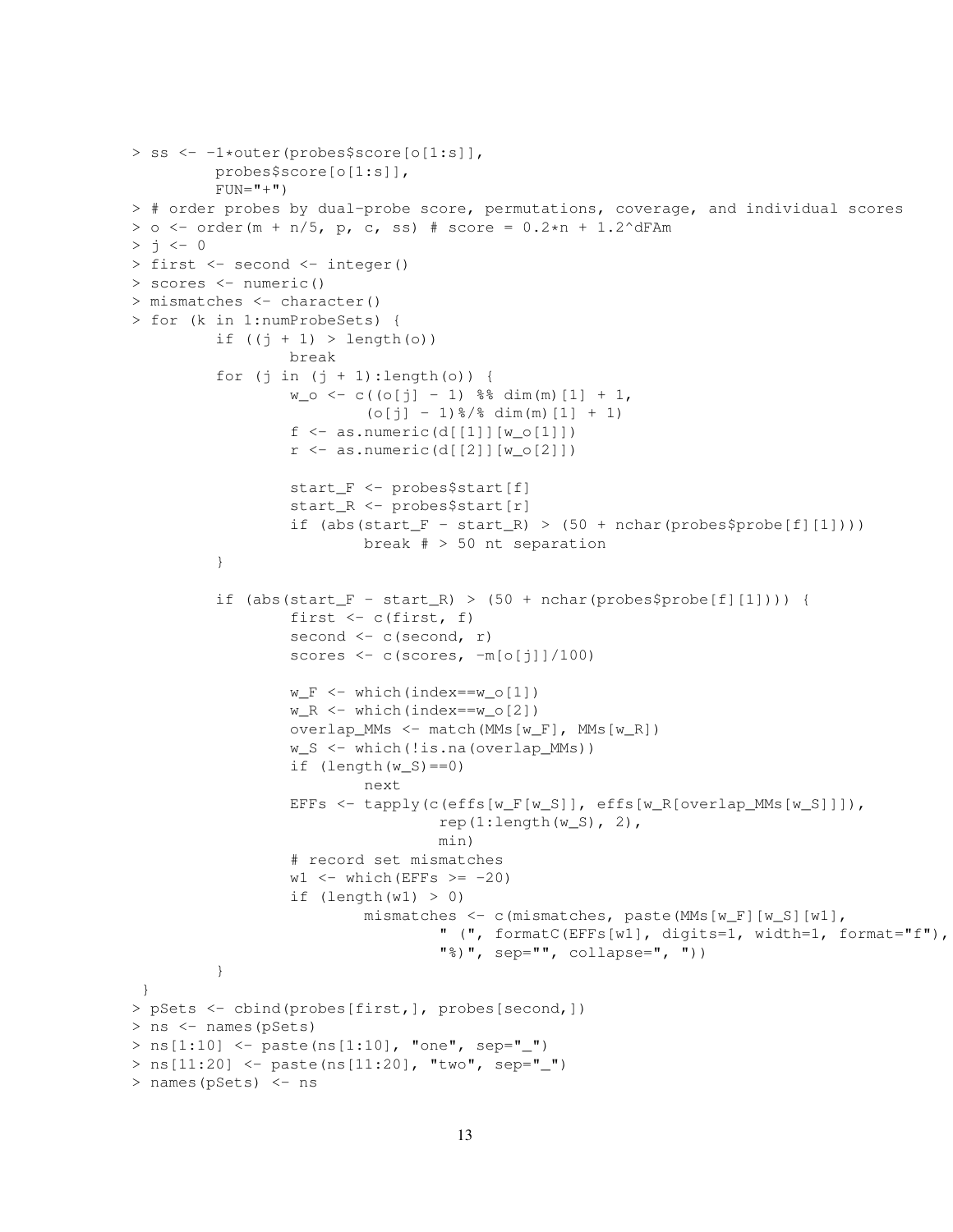```
> ss <- -1*outer(probes$score[o[1:s]],
        probes$score[o[1:s]],
        FUN="+")
> # order probes by dual-probe score, permutations, coverage, and individual scores
> o <- order(m + n/5, p, c, ss) # score = 0.2*n + 1.2^dFAm
> j <- 0
> first <- second <- integer()
> scores <- numeric()
> mismatches <- character()
> for (k in 1:numProbeSets) {
        if ((j + 1) > length(o))
                break
        for (j in (j + 1):length(o)) {
                w_o <- c((o[j] - 1) %% dim(m)[1] + 1,
                        (o[j] - 1)%/% dim(m)[1] + 1)
                f <- as.numeric(d[[1]][w_o[1]])
                r <- as.numeric(d[[2]][w_o[2]])

                start_F <- probes$start[f]
                start_R <- probes$start[r]
                if (abs(start_F - start_R) > (50 + nchar(probes$probe[f][1])))
                        break # > 50 nt separation
        }

        if (abs(start_F - start_R) > (50 + nchar(probes$probe[f][1]))) {
                first <- c(first, f)
                second <- c(second, r)
                scores <- c(scores, -m[o[j]]/100)

                w_F <- which(index==w_o[1])
                w_R <- which(index==w_o[2])
                overlap_MMs <- match(MMs[w_F], MMs[w_R])
                w_S <- which(!is.na(overlap_MMs))
                if (length(w_S)==0)
                        next
                EFFs <- tapply(c(effs[w_F[w_S]], effs[w_R[overlap_MMs[w_S]]]),
                               rep(1:length(w_S), 2),
                               min)
                # record set mismatches
                w1 <- which(EFFs >= -20)
                if (length(w1) > 0)
                        mismatches <- c(mismatches, paste(MMs[w_F][w_S][w1],
                               " (", formatC(EFFs[w1], digits=1, width=1, format="f"),
                               "%)", sep="", collapse=", "))
        }
}
> pSets <- cbind(probes[first,], probes[second,])
> ns <- names(pSets)
> ns[1:10] <- paste(ns[1:10], "one", sep="_")
> ns[11:20] <- paste(ns[11:20], "two", sep="_")
> names(pSets) <- ns
```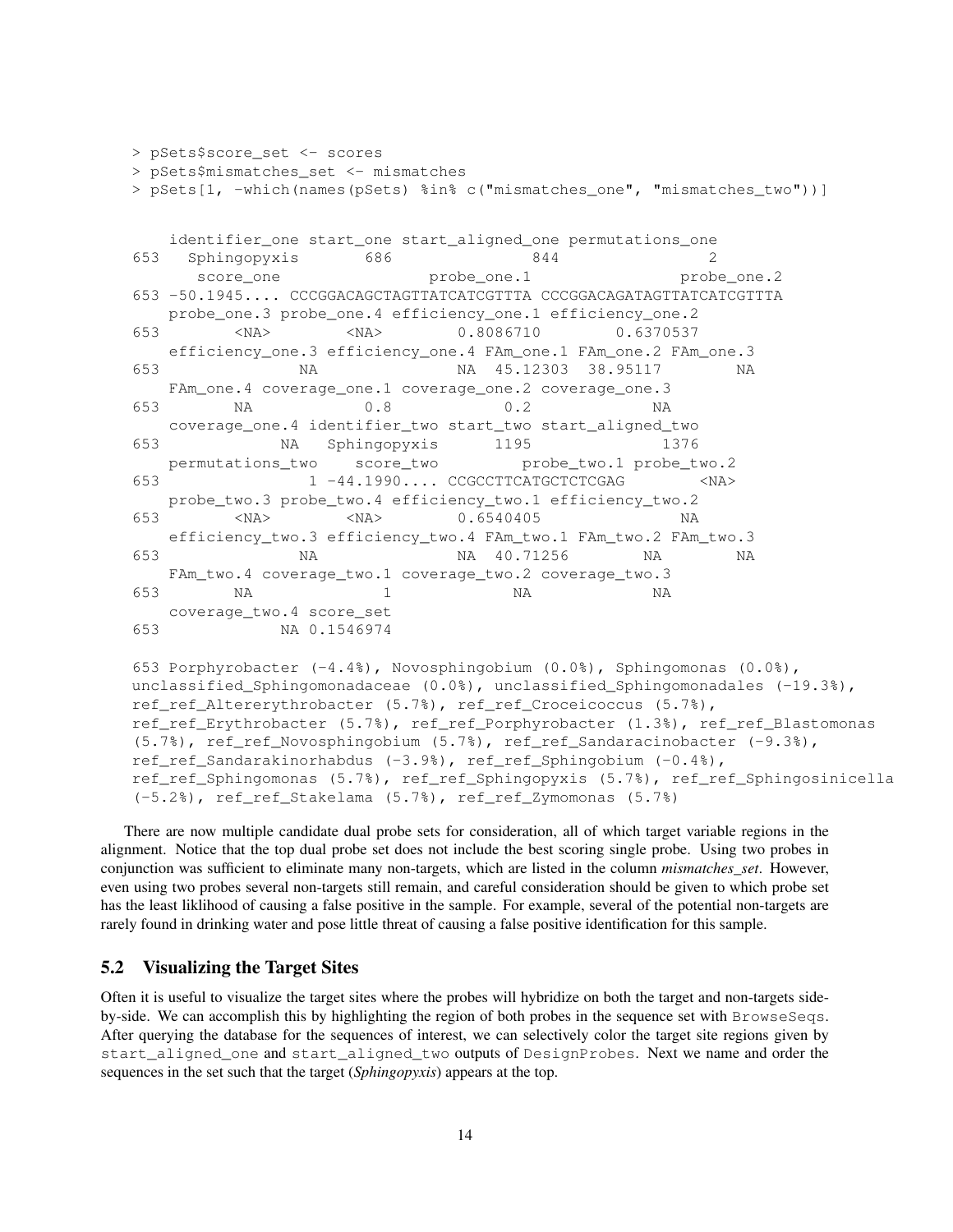```
> pSets$score_set <- scores
> pSets$mismatches_set <- mismatches
> pSets[1, -which(names(pSets) %in% c("mismatches_one", "mismatches_two"))]

    identifier_one start_one start_aligned_one permutations_one
653   Sphingopyxis       686               844                2
      score_one                probe_one.1               probe_one.2
653 -50.1945.... CCCGGACAGCTAGTTATCATCGTTTA CCCGGACAGATAGTTATCATCGTTTA
    probe_one.3 probe_one.4 efficiency_one.1 efficiency_one.2
653        <NA>        <NA>        0.8086710        0.6370537
    efficiency_one.3 efficiency_one.4 FAm_one.1 FAm_one.2 FAm_one.3
653               NA               NA  45.12303  38.95117        NA
    FAm_one.4 coverage_one.1 coverage_one.2 coverage_one.3
653        NA            0.8            0.2             NA
    coverage_one.4 identifier_two start_two start_aligned_two
653             NA   Sphingopyxis      1195              1376
    permutations_two    score_two         probe_two.1 probe_two.2
653                1 -44.1990.... CCGCCTTCATGCTCTCGAG        <NA>
    probe_two.3 probe_two.4 efficiency_two.1 efficiency_two.2
653        <NA>        <NA>        0.6540405               NA
    efficiency_two.3 efficiency_two.4 FAm_two.1 FAm_two.2 FAm_two.3
653               NA               NA  40.71256        NA        NA
    FAm_two.4 coverage_two.1 coverage_two.2 coverage_two.3
653        NA              1             NA             NA
    coverage_two.4 score_set
653             NA 0.1546974

653 Porphyrobacter (-4.4%), Novosphingobium (0.0%), Sphingomonas (0.0%),
unclassified_Sphingomonadaceae (0.0%), unclassified_Sphingomonadales (-19.3%),
ref_ref_Altererythrobacter (5.7%), ref_ref_Croceicoccus (5.7%),
ref_ref_Erythrobacter (5.7%), ref_ref_Porphyrobacter (1.3%), ref_ref_Blastomonas
(5.7%), ref_ref_Novosphingobium (5.7%), ref_ref_Sandaracinobacter (-9.3%),
ref_ref_Sandarakinorhabdus (-3.9%), ref_ref_Sphingobium (-0.4%),
ref_ref_Sphingomonas (5.7%), ref_ref_Sphingopyxis (5.7%), ref_ref_Sphingosinicella
(-5.2%), ref_ref_Stakelama (5.7%), ref_ref_Zymomonas (5.7%)
```

There are now multiple candidate dual probe sets for consideration, all of which target variable regions in the alignment. Notice that the top dual probe set does not include the best scoring single probe. Using two probes in conjunction was sufficient to eliminate many non-targets, which are listed in the column ***mismatches_set***. However, even using two probes several non-targets still remain, and careful consideration should be given to which probe set has the least liklihood of causing a false positive in the sample. For example, several of the potential non-targets are rarely found in drinking water and pose little threat of causing a false positive identification for this sample.

## 5.2 Visualizing the Target Sites

Often it is useful to visualize the target sites where the probes will hybridize on both the target and non-targets side-by-side. We can accomplish this by highlighting the region of both probes in the sequence set with `BrowseSeqs`. After querying the database for the sequences of interest, we can selectively color the target site regions given by `start_aligned_one` and `start_aligned_two` outputs of `DesignProbes`. Next we name and order the sequences in the set such that the target (*Sphingopyxis*) appears at the top.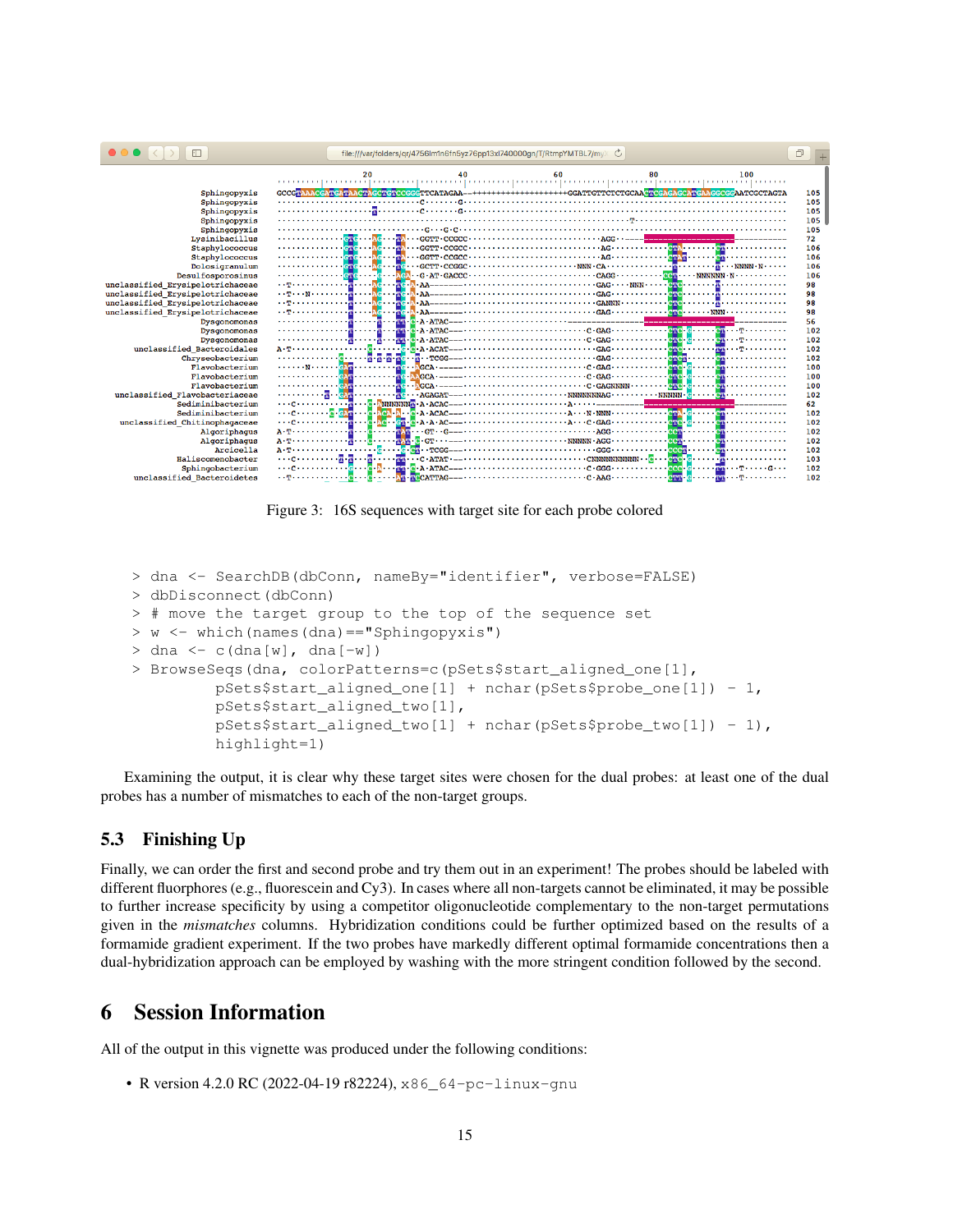Figure 3: 16S sequences with target site for each probe colored

```
> dna <- SearchDB(dbConn, nameBy="identifier", verbose=FALSE)
> dbDisconnect(dbConn)
> # move the target group to the top of the sequence set
> w <- which(names(dna)=="Sphingopyxis")
> dna <- c(dna[w], dna[-w])
> BrowseSeqs(dna, colorPatterns=c(pSets$start_aligned_one[1],
          pSets$start_aligned_one[1] + nchar(pSets$probe_one[1]) - 1,
          pSets$start_aligned_two[1],
          pSets$start_aligned_two[1] + nchar(pSets$probe_two[1]) - 1),
          highlight=1)
```

Examining the output, it is clear why these target sites were chosen for the dual probes: at least one of the dual probes has a number of mismatches to each of the non-target groups.

## 5.3 Finishing Up

Finally, we can order the first and second probe and try them out in an experiment! The probes should be labeled with different fluorphores (e.g., fluorescein and Cy3). In cases where all non-targets cannot be eliminated, it may be possible to further increase specificity by using a competitor oligonucleotide complementary to the non-target permutations given in the *mismatches* columns. Hybridization conditions could be further optimized based on the results of a formamide gradient experiment. If the two probes have markedly different optimal formamide concentrations then a dual-hybridization approach can be employed by washing with the more stringent condition followed by the second.

# 6 Session Information

All of the output in this vignette was produced under the following conditions:

- R version 4.2.0 RC (2022-04-19 r82224), `x86_64-pc-linux-gnu`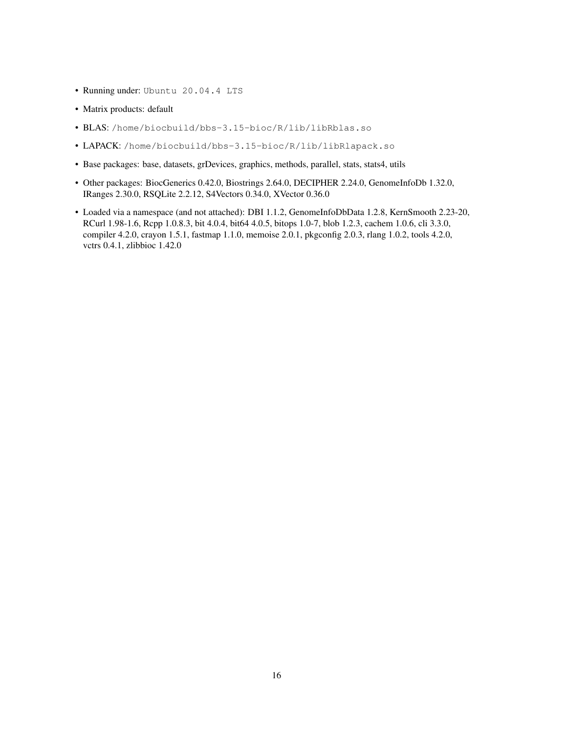- Running under: `Ubuntu 20.04.4 LTS`
- Matrix products: default
- BLAS: `/home/biocbuild/bbs-3.15-bioc/R/lib/libRblas.so`
- LAPACK: `/home/biocbuild/bbs-3.15-bioc/R/lib/libRlapack.so`
- Base packages: base, datasets, grDevices, graphics, methods, parallel, stats, stats4, utils
- Other packages: BiocGenerics 0.42.0, Biostrings 2.64.0, DECIPHER 2.24.0, GenomeInfoDb 1.32.0, IRanges 2.30.0, RSQLite 2.2.12, S4Vectors 0.34.0, XVector 0.36.0
- Loaded via a namespace (and not attached): DBI 1.1.2, GenomeInfoDbData 1.2.8, KernSmooth 2.23-20, RCurl 1.98-1.6, Rcpp 1.0.8.3, bit 4.0.4, bit64 4.0.5, bitops 1.0-7, blob 1.2.3, cachem 1.0.6, cli 3.3.0, compiler 4.2.0, crayon 1.5.1, fastmap 1.1.0, memoise 2.0.1, pkgconfig 2.0.3, rlang 1.0.2, tools 4.2.0, vctrs 0.4.1, zlibbioc 1.42.0